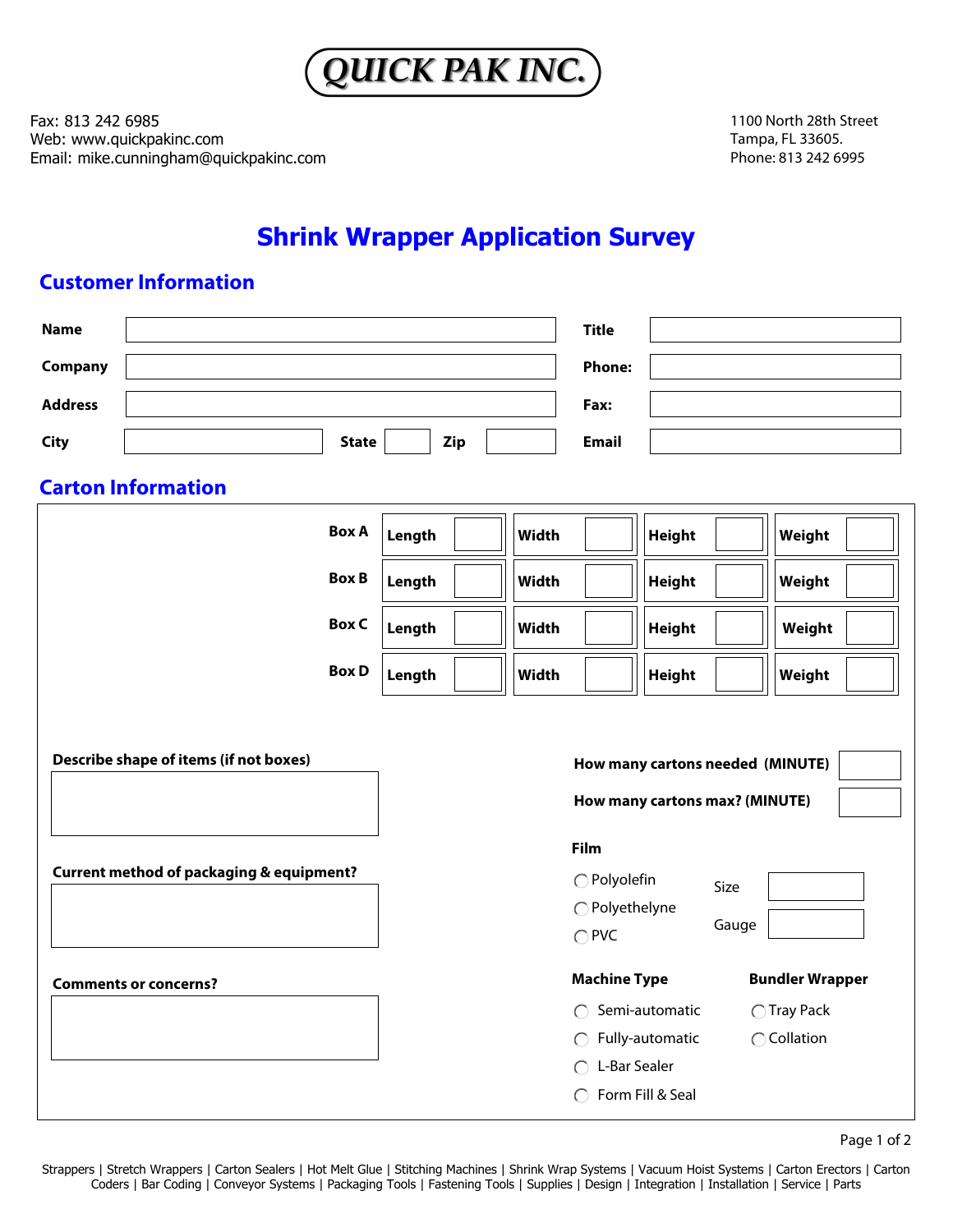# QUICK PAK INC.

Fax: 813 242 6985
Web: www.quickpakinc.com
Email: mike.cunningham@quickpakinc.com

1100 North 28th Street
Tampa, FL 33605.
Phone: 813 242 6995

## Shrink Wrapper Application Survey

### Customer Information

| | | | |
|---|---|---|---|
| **Name** | | **Title** | |
| **Company** | | **Phone:** | |
| **Address** | | **Fax:** | |
| **City** | **State** **Zip** | **Email** | |

### Carton Information

| | | | | |
|---|---|---|---|---|
| **Box A** | **Length** | **Width** | **Height** | **Weight** |
| **Box B** | **Length** | **Width** | **Height** | **Weight** |
| **Box C** | **Length** | **Width** | **Height** | **Weight** |
| **Box D** | **Length** | **Width** | **Height** | **Weight** |

**Describe shape of items (if not boxes)**

**Current method of packaging & equipment?**

**Comments or concerns?**

**How many cartons needed (MINUTE)**

**How many cartons max? (MINUTE)**

**Film**

- ◯ Polyolefin
- ◯ Polyethelyne
- ◯ PVC

Size

Gauge

**Machine Type**

- ◯ Semi-automatic
- ◯ Fully-automatic
- ◯ L-Bar Sealer
- ◯ Form Fill & Seal

**Bundler Wrapper**

- ◯ Tray Pack
- ◯ Collation

Strappers | Stretch Wrappers | Carton Sealers | Hot Melt Glue | Stitching Machines | Shrink Wrap Systems | Vacuum Hoist Systems | Carton Erectors | Carton Coders | Bar Coding | Conveyor Systems | Packaging Tools | Fastening Tools | Supplies | Design | Integration | Installation | Service | Parts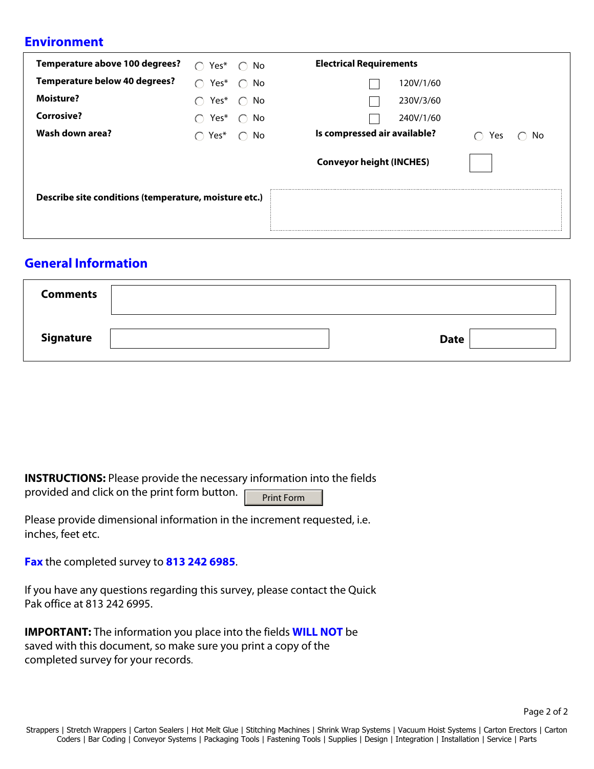## Environment

| | | | | |
|---|---|---|---|---|
| **Temperature above 100 degrees?** | ◯ Yes* ◯ No | **Electrical Requirements** | | |
| **Temperature below 40 degrees?** | ◯ Yes* ◯ No | ☐ | 120V/1/60 | |
| **Moisture?** | ◯ Yes* ◯ No | ☐ | 230V/3/60 | |
| **Corrosive?** | ◯ Yes* ◯ No | ☐ | 240V/1/60 | |
| **Wash down area?** | ◯ Yes* ◯ No | **Is compressed air available?** | | ◯ Yes ◯ No |
| | | **Conveyor height (INCHES)** | | |

**Describe site conditions (temperature, moisture etc.)**

## General Information

**Comments**

**Signature** **Date**

**INSTRUCTIONS:** Please provide the necessary information into the fields provided and click on the print form button. Print Form

Please provide dimensional information in the increment requested, i.e. inches, feet etc.

**Fax** the completed survey to **813 242 6985**.

If you have any questions regarding this survey, please contact the Quick Pak office at 813 242 6995.

**IMPORTANT:** The information you place into the fields **WILL NOT** be saved with this document, so make sure you print a copy of the completed survey for your records.

Strappers | Stretch Wrappers | Carton Sealers | Hot Melt Glue | Stitching Machines | Shrink Wrap Systems | Vacuum Hoist Systems | Carton Erectors | Carton Coders | Bar Coding | Conveyor Systems | Packaging Tools | Fastening Tools | Supplies | Design | Integration | Installation | Service | Parts